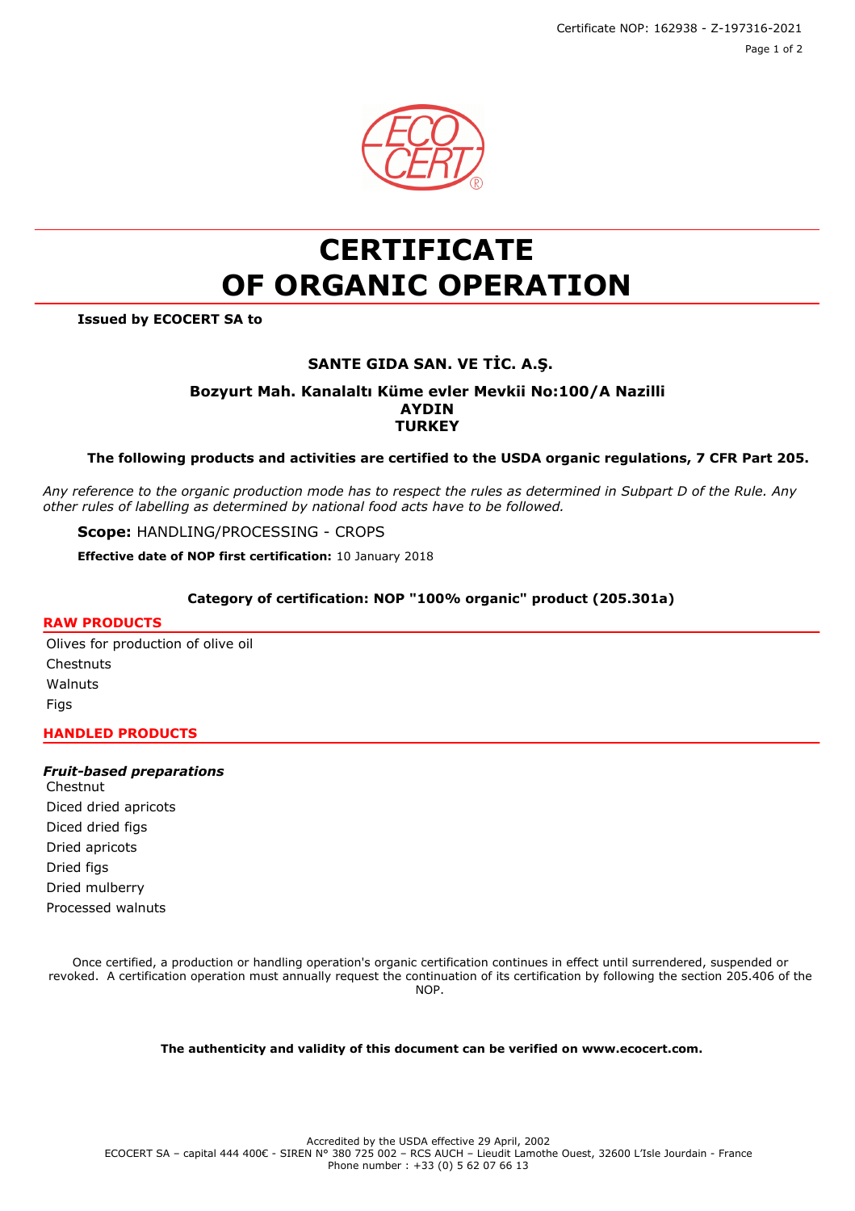# CERTIFICATE
# OF ORGANIC OPERATION

**Issued by ECOCERT SA to**

**SANTE GIDA SAN. VE TİC. A.Ş.**

**Bozyurt Mah. Kanalaltı Küme evler Mevkii No:100/A Nazilli**
**AYDIN**
**TURKEY**

**The following products and activities are certified to the USDA organic regulations, 7 CFR Part 205.**

*Any reference to the organic production mode has to respect the rules as determined in Subpart D of the Rule. Any other rules of labelling as determined by national food acts have to be followed.*

**Scope:** HANDLING/PROCESSING - CROPS

**Effective date of NOP first certification:** 10 January 2018

**Category of certification: NOP "100% organic" product (205.301a)**

## RAW PRODUCTS

Olives for production of olive oil
Chestnuts
Walnuts
Figs

## HANDLED PRODUCTS

***Fruit-based preparations***
Chestnut
Diced dried apricots
Diced dried figs
Dried apricots
Dried figs
Dried mulberry
Processed walnuts

Once certified, a production or handling operation's organic certification continues in effect until surrendered, suspended or revoked. A certification operation must annually request the continuation of its certification by following the section 205.406 of the NOP.

**The authenticity and validity of this document can be verified on www.ecocert.com.**

Accredited by the USDA effective 29 April, 2002
ECOCERT SA – capital 444 400€ - SIREN N° 380 725 002 – RCS AUCH – Lieudit Lamothe Ouest, 32600 L'Isle Jourdain - France
Phone number : +33 (0) 5 62 07 66 13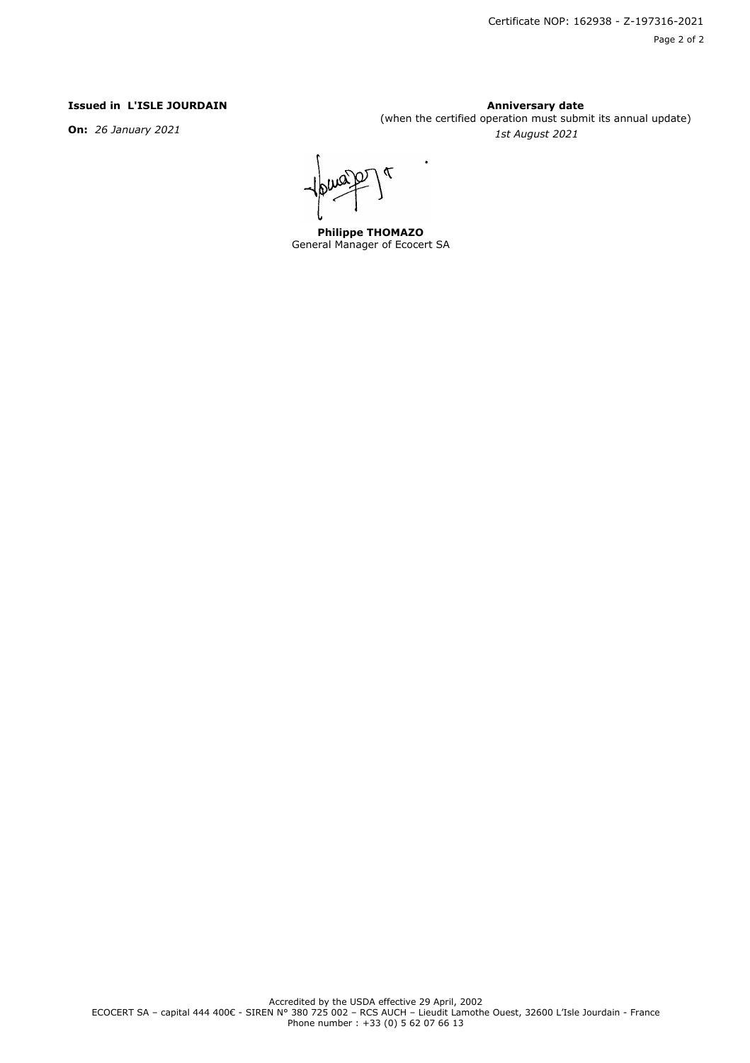**Issued in L'ISLE JOURDAIN**

**On:** *26 January 2021*

**Anniversary date**
(when the certified operation must submit its annual update)
*1st August 2021*

**Philippe THOMAZO**
General Manager of Ecocert SA

Accredited by the USDA effective 29 April, 2002
ECOCERT SA – capital 444 400€ - SIREN N° 380 725 002 – RCS AUCH – Lieudit Lamothe Ouest, 32600 L'Isle Jourdain - France
Phone number : +33 (0) 5 62 07 66 13